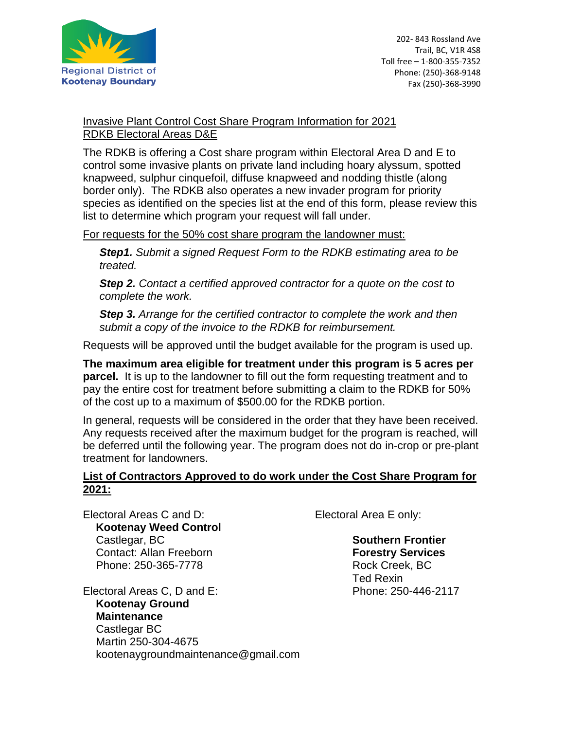Regional District of Kootenay Boundary

202- 843 Rossland Ave
Trail, BC, V1R 4S8
Toll free – 1-800-355-7352
Phone: (250)-368-9148
Fax (250)-368-3990

# Invasive Plant Control Cost Share Program Information for 2021
## RDKB Electoral Areas D&E

The RDKB is offering a Cost share program within Electoral Area D and E to control some invasive plants on private land including hoary alyssum, spotted knapweed, sulphur cinquefoil, diffuse knapweed and nodding thistle (along border only). The RDKB also operates a new invader program for priority species as identified on the species list at the end of this form, please review this list to determine which program your request will fall under.

For requests for the 50% cost share program the landowner must:

> ***Step1.*** *Submit a signed Request Form to the RDKB estimating area to be treated.*
>
> ***Step 2.*** *Contact a certified approved contractor for a quote on the cost to complete the work.*
>
> ***Step 3.*** *Arrange for the certified contractor to complete the work and then submit a copy of the invoice to the RDKB for reimbursement.*

Requests will be approved until the budget available for the program is used up.

**The maximum area eligible for treatment under this program is 5 acres per parcel.** It is up to the landowner to fill out the form requesting treatment and to pay the entire cost for treatment before submitting a claim to the RDKB for 50% of the cost up to a maximum of $500.00 for the RDKB portion.

In general, requests will be considered in the order that they have been received. Any requests received after the maximum budget for the program is reached, will be deferred until the following year. The program does not do in-crop or pre-plant treatment for landowners.

**List of Contractors Approved to do work under the Cost Share Program for 2021:**

Electoral Areas C and D:
**Kootenay Weed Control**
Castlegar, BC
Contact: Allan Freeborn
Phone: 250-365-7778

Electoral Areas C, D and E:
**Kootenay Ground Maintenance**
Castlegar BC
Martin 250-304-4675
kootenaygroundmaintenance@gmail.com

Electoral Area E only:
**Southern Frontier Forestry Services**
Rock Creek, BC
Ted Rexin
Phone: 250-446-2117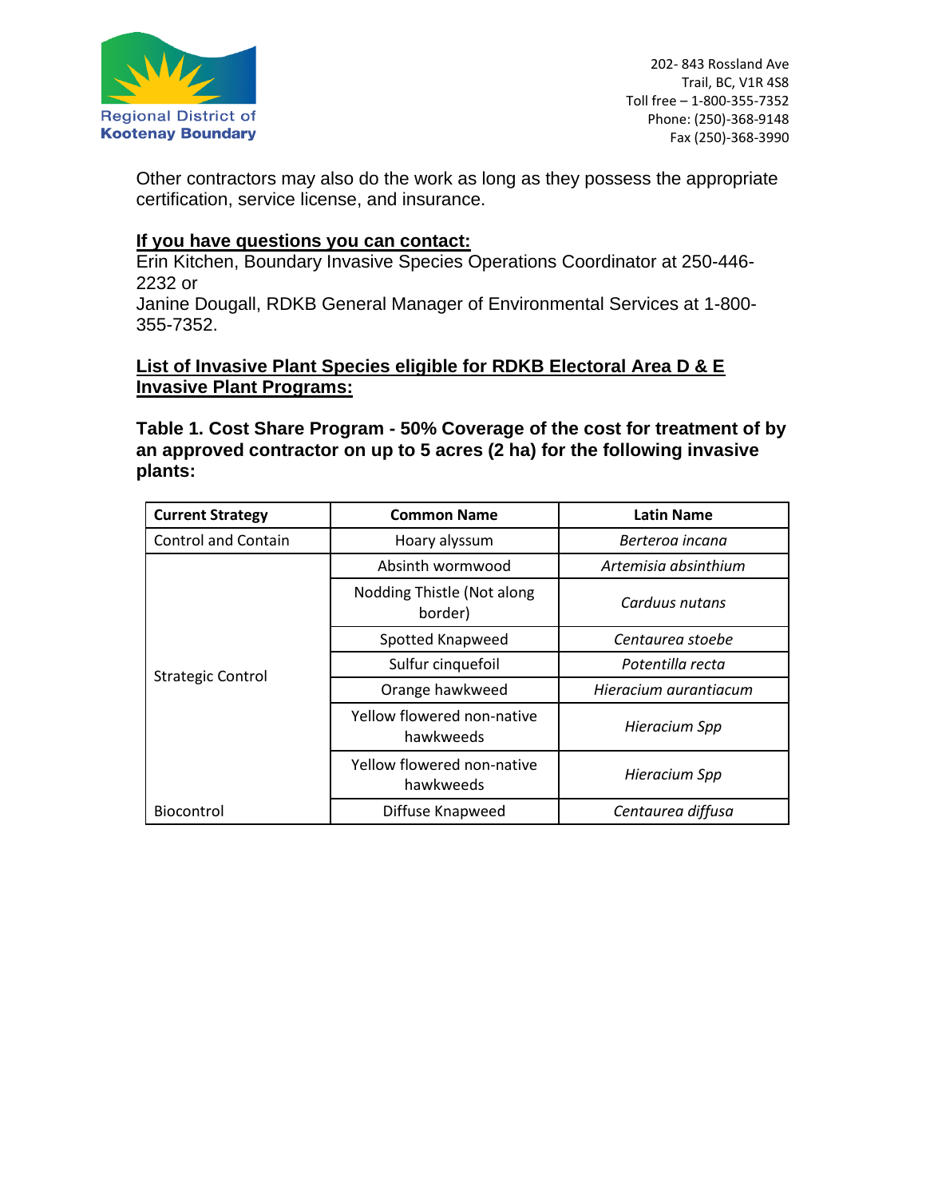Other contractors may also do the work as long as they possess the appropriate certification, service license, and insurance.

**<u>If you have questions you can contact:</u>**

Erin Kitchen, Boundary Invasive Species Operations Coordinator at 250-446-2232 or
Janine Dougall, RDKB General Manager of Environmental Services at 1-800-355-7352.

**<u>List of Invasive Plant Species eligible for RDKB Electoral Area D & E Invasive Plant Programs:</u>**

**Table 1. Cost Share Program - 50% Coverage of the cost for treatment of by an approved contractor on up to 5 acres (2 ha) for the following invasive plants:**

| Current Strategy | Common Name | Latin Name |
|---|---|---|
| Control and Contain | Hoary alyssum | *Berteroa incana* |
| Strategic Control | Absinth wormwood | *Artemisia absinthium* |
| | Nodding Thistle (Not along border) | *Carduus nutans* |
| | Spotted Knapweed | *Centaurea stoebe* |
| | Sulfur cinquefoil | *Potentilla recta* |
| | Orange hawkweed | *Hieracium aurantiacum* |
| | Yellow flowered non-native hawkweeds | *Hieracium Spp* |
| | Yellow flowered non-native hawkweeds | *Hieracium Spp* |
| Biocontrol | Diffuse Knapweed | *Centaurea diffusa* |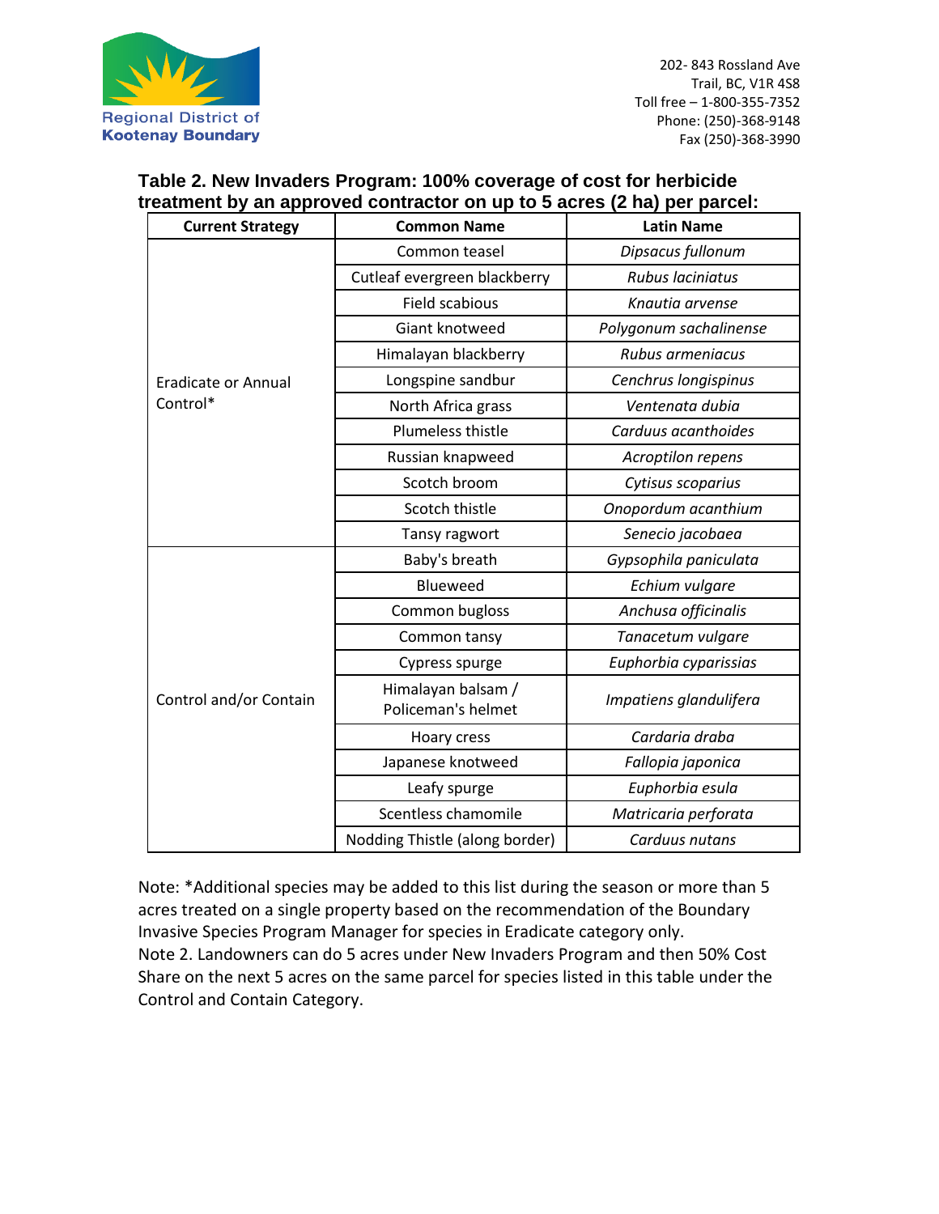Regional District of Kootenay Boundary

202- 843 Rossland Ave
Trail, BC, V1R 4S8
Toll free – 1-800-355-7352
Phone: (250)-368-9148
Fax (250)-368-3990

### Table 2. New Invaders Program: 100% coverage of cost for herbicide treatment by an approved contractor on up to 5 acres (2 ha) per parcel:

| Current Strategy | Common Name | Latin Name |
|---|---|---|
| Eradicate or Annual Control* | Common teasel | *Dipsacus fullonum* |
| | Cutleaf evergreen blackberry | *Rubus laciniatus* |
| | Field scabious | *Knautia arvense* |
| | Giant knotweed | *Polygonum sachalinense* |
| | Himalayan blackberry | *Rubus armeniacus* |
| | Longspine sandbur | *Cenchrus longispinus* |
| | North Africa grass | *Ventenata dubia* |
| | Plumeless thistle | *Carduus acanthoides* |
| | Russian knapweed | *Acroptilon repens* |
| | Scotch broom | *Cytisus scoparius* |
| | Scotch thistle | *Onopordum acanthium* |
| | Tansy ragwort | *Senecio jacobaea* |
| Control and/or Contain | Baby's breath | *Gypsophila paniculata* |
| | Blueweed | *Echium vulgare* |
| | Common bugloss | *Anchusa officinalis* |
| | Common tansy | *Tanacetum vulgare* |
| | Cypress spurge | *Euphorbia cyparissias* |
| | Himalayan balsam / Policeman's helmet | *Impatiens glandulifera* |
| | Hoary cress | *Cardaria draba* |
| | Japanese knotweed | *Fallopia japonica* |
| | Leafy spurge | *Euphorbia esula* |
| | Scentless chamomile | *Matricaria perforata* |
| | Nodding Thistle (along border) | *Carduus nutans* |

Note: *Additional species may be added to this list during the season or more than 5 acres treated on a single property based on the recommendation of the Boundary Invasive Species Program Manager for species in Eradicate category only.
Note 2. Landowners can do 5 acres under New Invaders Program and then 50% Cost Share on the next 5 acres on the same parcel for species listed in this table under the Control and Contain Category.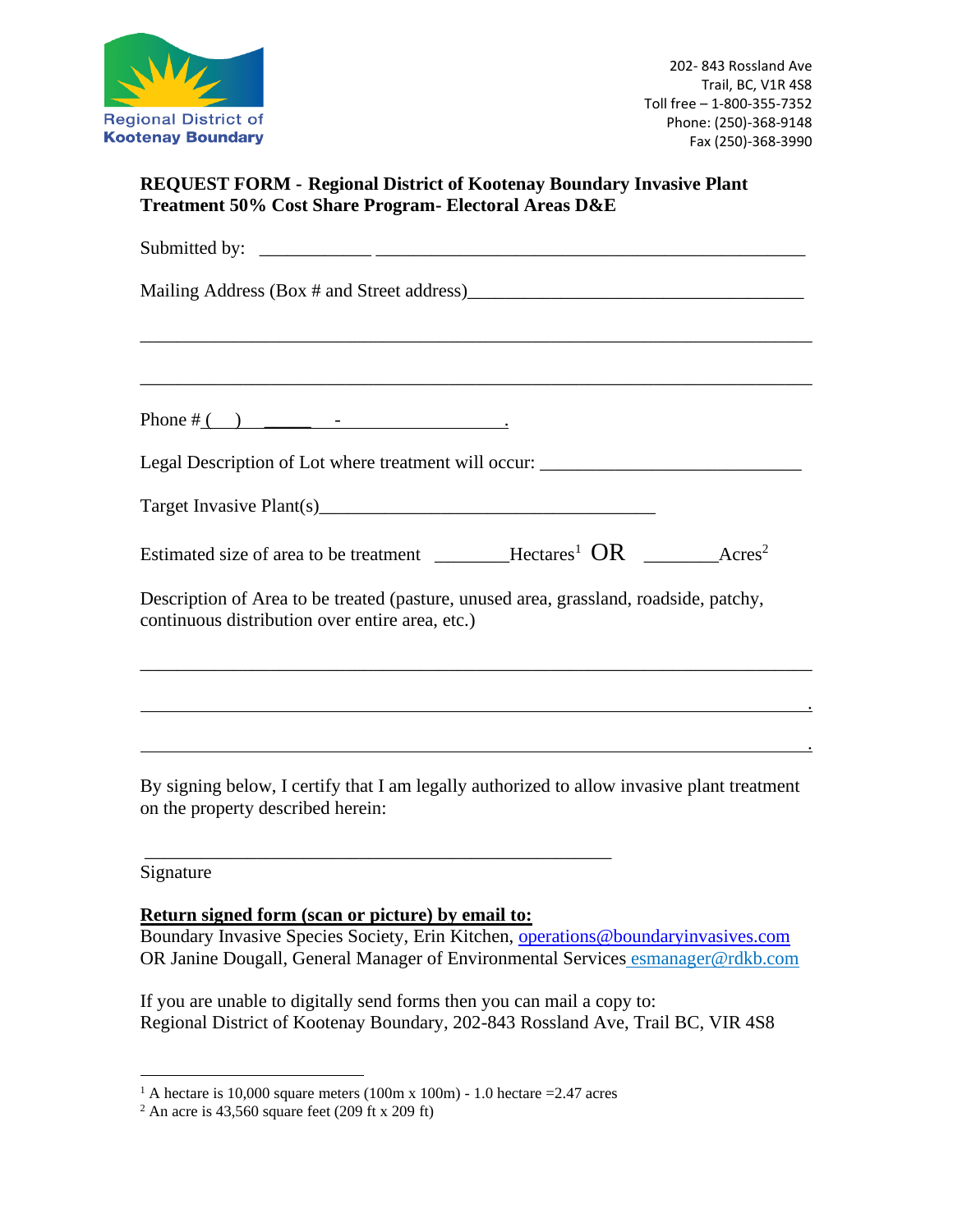Regional District of Kootenay Boundary

202- 843 Rossland Ave
Trail, BC, V1R 4S8
Toll free – 1-800-355-7352
Phone: (250)-368-9148
Fax (250)-368-3990

**REQUEST FORM - Regional District of Kootenay Boundary Invasive Plant Treatment 50% Cost Share Program- Electoral Areas D&E**

Submitted by: ____________ _______________________________________________

Mailing Address (Box # and Street address)____________________________________

__________________________________________________________________________

__________________________________________________________________________

Phone # (    )  _____  -  ________________.

Legal Description of Lot where treatment will occur: ___________________________

Target Invasive Plant(s)_____________________________________

Estimated size of area to be treatment ________Hectares[1] OR ________Acres[2]

Description of Area to be treated (pasture, unused area, grassland, roadside, patchy, continuous distribution over entire area, etc.)

__________________________________________________________________________

__________________________________________________________________________.

__________________________________________________________________________.

By signing below, I certify that I am legally authorized to allow invasive plant treatment on the property described herein:

___________________________________________________

Signature

**Return signed form (scan or picture) by email to:**

Boundary Invasive Species Society, Erin Kitchen, operations@boundaryinvasives.com
OR Janine Dougall, General Manager of Environmental Services esmanager@rdkb.com

If you are unable to digitally send forms then you can mail a copy to:
Regional District of Kootenay Boundary, 202-843 Rossland Ave, Trail BC, VIR 4S8

[1] A hectare is 10,000 square meters (100m x 100m) - 1.0 hectare =2.47 acres
[2] An acre is 43,560 square feet (209 ft x 209 ft)